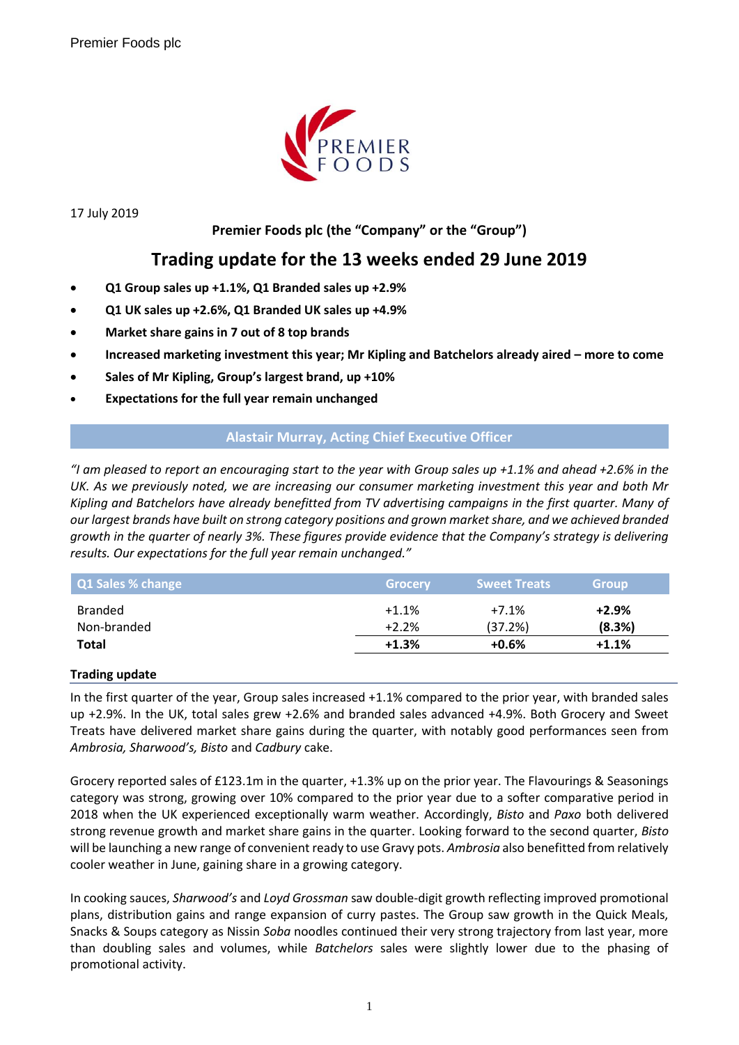Premier Foods plc

17 July 2019

**Premier Foods plc (the "Company" or the "Group")**

# Trading update for the 13 weeks ended 29 June 2019

- **Q1 Group sales up +1.1%, Q1 Branded sales up +2.9%**
- **Q1 UK sales up +2.6%, Q1 Branded UK sales up +4.9%**
- **Market share gains in 7 out of 8 top brands**
- **Increased marketing investment this year; Mr Kipling and Batchelors already aired – more to come**
- **Sales of Mr Kipling, Group's largest brand, up +10%**
- **Expectations for the full year remain unchanged**

## Alastair Murray, Acting Chief Executive Officer

*"I am pleased to report an encouraging start to the year with Group sales up +1.1% and ahead +2.6% in the UK. As we previously noted, we are increasing our consumer marketing investment this year and both Mr Kipling and Batchelors have already benefitted from TV advertising campaigns in the first quarter. Many of our largest brands have built on strong category positions and grown market share, and we achieved branded growth in the quarter of nearly 3%. These figures provide evidence that the Company's strategy is delivering results. Our expectations for the full year remain unchanged."*

| Q1 Sales % change | Grocery | Sweet Treats | Group |
|---|---|---|---|
| Branded | +1.1% | +7.1% | **+2.9%** |
| Non-branded | +2.2% | (37.2%) | **(8.3%)** |
| **Total** | **+1.3%** | **+0.6%** | **+1.1%** |

### Trading update

In the first quarter of the year, Group sales increased +1.1% compared to the prior year, with branded sales up +2.9%. In the UK, total sales grew +2.6% and branded sales advanced +4.9%. Both Grocery and Sweet Treats have delivered market share gains during the quarter, with notably good performances seen from *Ambrosia, Sharwood's, Bisto* and *Cadbury* cake.

Grocery reported sales of £123.1m in the quarter, +1.3% up on the prior year. The Flavourings & Seasonings category was strong, growing over 10% compared to the prior year due to a softer comparative period in 2018 when the UK experienced exceptionally warm weather. Accordingly, *Bisto* and *Paxo* both delivered strong revenue growth and market share gains in the quarter. Looking forward to the second quarter, *Bisto* will be launching a new range of convenient ready to use Gravy pots. *Ambrosia* also benefitted from relatively cooler weather in June, gaining share in a growing category.

In cooking sauces, *Sharwood's* and *Loyd Grossman* saw double-digit growth reflecting improved promotional plans, distribution gains and range expansion of curry pastes. The Group saw growth in the Quick Meals, Snacks & Soups category as Nissin *Soba* noodles continued their very strong trajectory from last year, more than doubling sales and volumes, while *Batchelors* sales were slightly lower due to the phasing of promotional activity.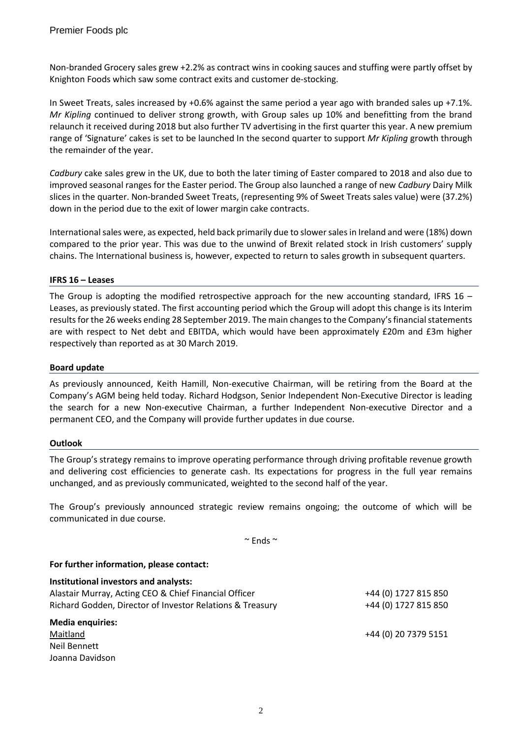Non-branded Grocery sales grew +2.2% as contract wins in cooking sauces and stuffing were partly offset by Knighton Foods which saw some contract exits and customer de-stocking.

In Sweet Treats, sales increased by +0.6% against the same period a year ago with branded sales up +7.1%. *Mr Kipling* continued to deliver strong growth, with Group sales up 10% and benefitting from the brand relaunch it received during 2018 but also further TV advertising in the first quarter this year. A new premium range of 'Signature' cakes is set to be launched In the second quarter to support *Mr Kipling* growth through the remainder of the year.

*Cadbury* cake sales grew in the UK, due to both the later timing of Easter compared to 2018 and also due to improved seasonal ranges for the Easter period. The Group also launched a range of new *Cadbury* Dairy Milk slices in the quarter. Non-branded Sweet Treats, (representing 9% of Sweet Treats sales value) were (37.2%) down in the period due to the exit of lower margin cake contracts.

International sales were, as expected, held back primarily due to slower sales in Ireland and were (18%) down compared to the prior year. This was due to the unwind of Brexit related stock in Irish customers' supply chains. The International business is, however, expected to return to sales growth in subsequent quarters.

**IFRS 16 – Leases**

The Group is adopting the modified retrospective approach for the new accounting standard, IFRS 16 – Leases, as previously stated. The first accounting period which the Group will adopt this change is its Interim results for the 26 weeks ending 28 September 2019. The main changes to the Company's financial statements are with respect to Net debt and EBITDA, which would have been approximately £20m and £3m higher respectively than reported as at 30 March 2019.

**Board update**

As previously announced, Keith Hamill, Non-executive Chairman, will be retiring from the Board at the Company's AGM being held today. Richard Hodgson, Senior Independent Non-Executive Director is leading the search for a new Non-executive Chairman, a further Independent Non-executive Director and a permanent CEO, and the Company will provide further updates in due course.

**Outlook**

The Group's strategy remains to improve operating performance through driving profitable revenue growth and delivering cost efficiencies to generate cash. Its expectations for progress in the full year remains unchanged, and as previously communicated, weighted to the second half of the year.

The Group's previously announced strategic review remains ongoing; the outcome of which will be communicated in due course.

~ Ends ~

**For further information, please contact:**

**Institutional investors and analysts:**

| | |
|---|---|
| Alastair Murray, Acting CEO & Chief Financial Officer | +44 (0) 1727 815 850 |
| Richard Godden, Director of Investor Relations & Treasury | +44 (0) 1727 815 850 |

**Media enquiries:**

| | |
|---|---|
| Maitland | +44 (0) 20 7379 5151 |
| Neil Bennett | |
| Joanna Davidson | |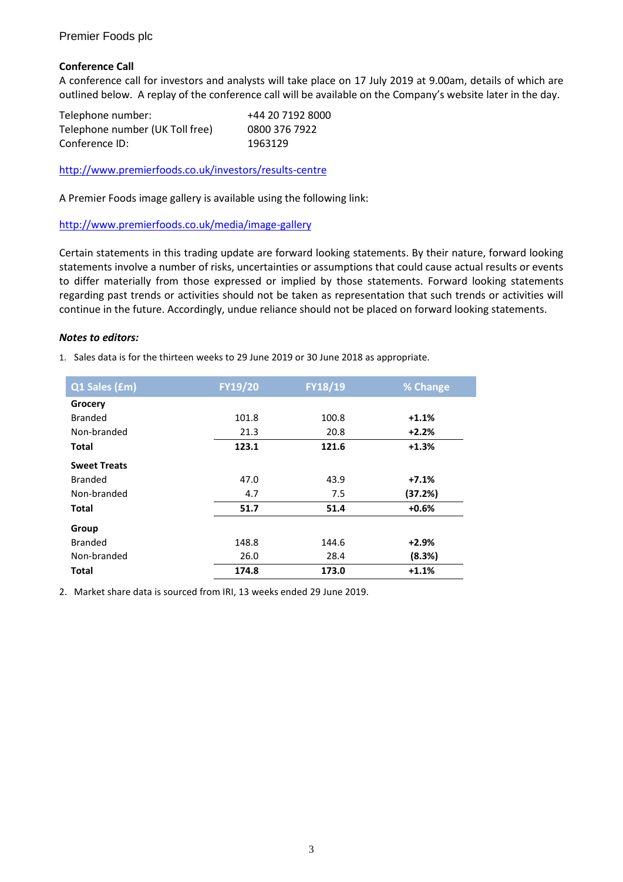Premier Foods plc

**Conference Call**

A conference call for investors and analysts will take place on 17 July 2019 at 9.00am, details of which are outlined below. A replay of the conference call will be available on the Company's website later in the day.

| | |
|---|---|
| Telephone number: | +44 20 7192 8000 |
| Telephone number (UK Toll free) | 0800 376 7922 |
| Conference ID: | 1963129 |

http://www.premierfoods.co.uk/investors/results-centre

A Premier Foods image gallery is available using the following link:

http://www.premierfoods.co.uk/media/image-gallery

Certain statements in this trading update are forward looking statements. By their nature, forward looking statements involve a number of risks, uncertainties or assumptions that could cause actual results or events to differ materially from those expressed or implied by those statements. Forward looking statements regarding past trends or activities should not be taken as representation that such trends or activities will continue in the future. Accordingly, undue reliance should not be placed on forward looking statements.

***Notes to editors:***

1. Sales data is for the thirteen weeks to 29 June 2019 or 30 June 2018 as appropriate.

| Q1 Sales (£m) | FY19/20 | FY18/19 | % Change |
|---|---|---|---|
| **Grocery** | | | |
| Branded | 101.8 | 100.8 | **+1.1%** |
| Non-branded | 21.3 | 20.8 | **+2.2%** |
| **Total** | **123.1** | **121.6** | **+1.3%** |
| **Sweet Treats** | | | |
| Branded | 47.0 | 43.9 | **+7.1%** |
| Non-branded | 4.7 | 7.5 | **(37.2%)** |
| **Total** | **51.7** | **51.4** | **+0.6%** |
| **Group** | | | |
| Branded | 148.8 | 144.6 | **+2.9%** |
| Non-branded | 26.0 | 28.4 | **(8.3%)** |
| **Total** | **174.8** | **173.0** | **+1.1%** |

2. Market share data is sourced from IRI, 13 weeks ended 29 June 2019.